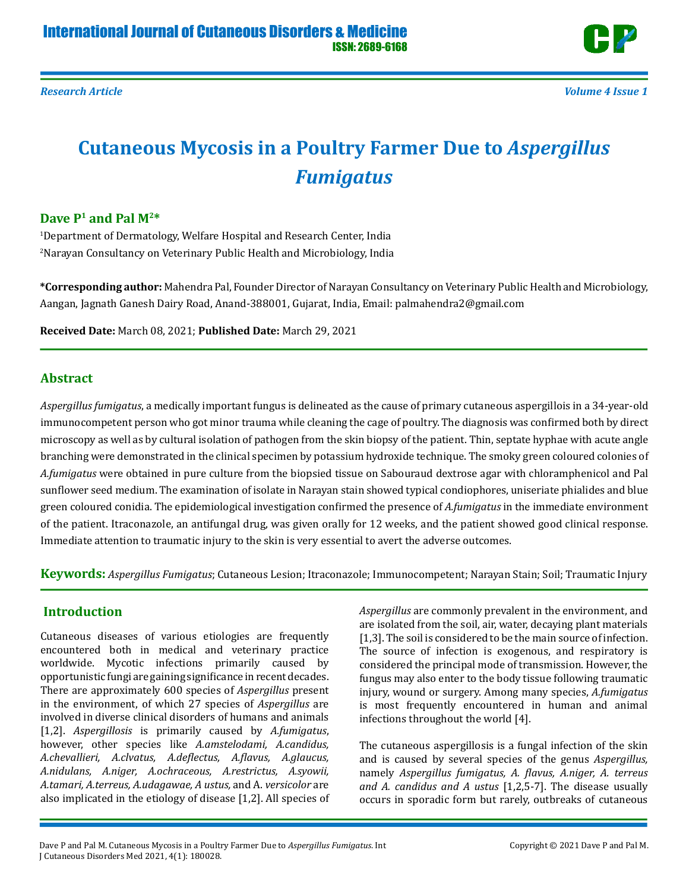Research Article

# Cutaneous Mycosis in a Poultry Farmer Due to *Aspergillus Fumigatus*

**Dave P[1] and Pal M[2]***

[1]Department of Dermatology, Welfare Hospital and Research Center, India

[2]Narayan Consultancy on Veterinary Public Health and Microbiology, India

**\*Corresponding author:** Mahendra Pal, Founder Director of Narayan Consultancy on Veterinary Public Health and Microbiology, Aangan, Jagnath Ganesh Dairy Road, Anand-388001, Gujarat, India, Email: palmahendra2@gmail.com

**Received Date:** March 08, 2021; **Published Date:** March 29, 2021

## Abstract

*Aspergillus fumigatus*, a medically important fungus is delineated as the cause of primary cutaneous aspergillois in a 34-year-old immunocompetent person who got minor trauma while cleaning the cage of poultry. The diagnosis was confirmed both by direct microscopy as well as by cultural isolation of pathogen from the skin biopsy of the patient. Thin, septate hyphae with acute angle branching were demonstrated in the clinical specimen by potassium hydroxide technique. The smoky green coloured colonies of *A.fumigatus* were obtained in pure culture from the biopsied tissue on Sabouraud dextrose agar with chloramphenicol and Pal sunflower seed medium. The examination of isolate in Narayan stain showed typical condiophores, uniseriate phialides and blue green coloured conidia. The epidemiological investigation confirmed the presence of *A.fumigatus* in the immediate environment of the patient. Itraconazole, an antifungal drug, was given orally for 12 weeks, and the patient showed good clinical response. Immediate attention to traumatic injury to the skin is very essential to avert the adverse outcomes.

**Keywords:** *Aspergillus Fumigatus*; Cutaneous Lesion; Itraconazole; Immunocompetent; Narayan Stain; Soil; Traumatic Injury

## Introduction

Cutaneous diseases of various etiologies are frequently encountered both in medical and veterinary practice worldwide. Mycotic infections primarily caused by opportunistic fungi are gaining significance in recent decades. There are approximately 600 species of *Aspergillus* present in the environment, of which 27 species of *Aspergillus* are involved in diverse clinical disorders of humans and animals [1,2]. *Aspergillosis* is primarily caused by *A.fumigatus*, however, other species like *A.amstelodami, A.candidus, A.chevallieri, A.clvatus, A.deflectus, A.flavus, A.glaucus, A.nidulans, A.niger, A.ochraceous, A.restrictus, A.syowii, A.tamari, A.terreus, A.udagawae, A ustus,* and A. *versicolor* are also implicated in the etiology of disease [1,2]. All species of *Aspergillus* are commonly prevalent in the environment, and are isolated from the soil, air, water, decaying plant materials [1,3]. The soil is considered to be the main source of infection. The source of infection is exogenous, and respiratory is considered the principal mode of transmission. However, the fungus may also enter to the body tissue following traumatic injury, wound or surgery. Among many species, *A.fumigatus* is most frequently encountered in human and animal infections throughout the world [4].

The cutaneous aspergillosis is a fungal infection of the skin and is caused by several species of the genus *Aspergillus,* namely *Aspergillus fumigatus, A. flavus, A.niger, A. terreus and A. candidus and A ustus* [1,2,5-7]. The disease usually occurs in sporadic form but rarely, outbreaks of cutaneous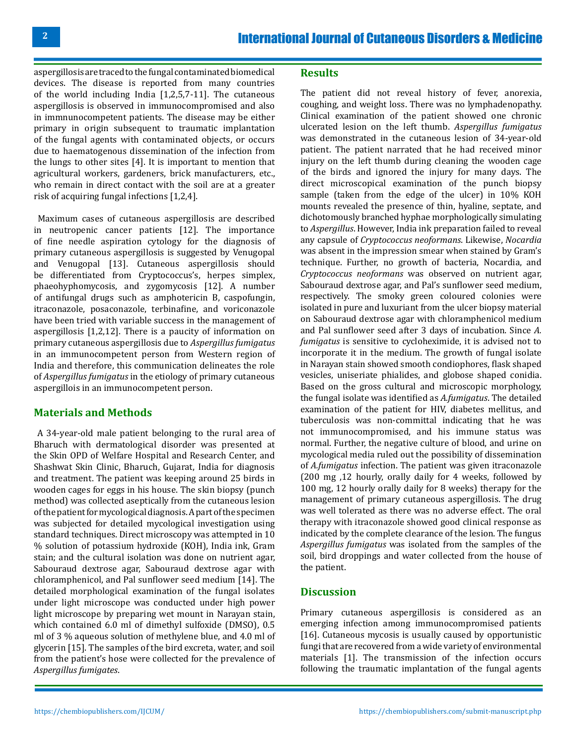aspergillosis are traced to the fungal contaminated biomedical devices. The disease is reported from many countries of the world including India [1,2,5,7-11]. The cutaneous aspergillosis is observed in immunocompromised and also in immnunocompetent patients. The disease may be either primary in origin subsequent to traumatic implantation of the fungal agents with contaminated objects, or occurs due to haematogenous dissemination of the infection from the lungs to other sites [4]. It is important to mention that agricultural workers, gardeners, brick manufacturers, etc., who remain in direct contact with the soil are at a greater risk of acquiring fungal infections [1,2,4].

Maximum cases of cutaneous aspergillosis are described in neutropenic cancer patients [12]. The importance of fine needle aspiration cytology for the diagnosis of primary cutaneous aspergillosis is suggested by Venugopal and Venugopal [13]. Cutaneous aspergillosis should be differentiated from Cryptococcus's, herpes simplex, phaeohyphomycosis, and zygomycosis [12]. A number of antifungal drugs such as amphotericin B, caspofungin, itraconazole, posaconazole, terbinafine, and voriconazole have been tried with variable success in the management of aspergillosis [1,2,12]. There is a paucity of information on primary cutaneous aspergillosis due to *Aspergillus fumigatus* in an immunocompetent person from Western region of India and therefore, this communication delineates the role of *Aspergillus fumigatus* in the etiology of primary cutaneous aspergillois in an immunocompetent person.

## Materials and Methods

A 34-year-old male patient belonging to the rural area of Bharuch with dermatological disorder was presented at the Skin OPD of Welfare Hospital and Research Center, and Shashwat Skin Clinic, Bharuch, Gujarat, India for diagnosis and treatment. The patient was keeping around 25 birds in wooden cages for eggs in his house. The skin biopsy (punch method) was collected aseptically from the cutaneous lesion of the patient for mycological diagnosis. A part of the specimen was subjected for detailed mycological investigation using standard techniques. Direct microscopy was attempted in 10 % solution of potassium hydroxide (KOH), India ink, Gram stain; and the cultural isolation was done on nutrient agar, Sabouraud dextrose agar, Sabouraud dextrose agar with chloramphenicol, and Pal sunflower seed medium [14]. The detailed morphological examination of the fungal isolates under light microscope was conducted under high power light microscope by preparing wet mount in Narayan stain, which contained 6.0 ml of dimethyl sulfoxide (DMSO), 0.5 ml of 3 % aqueous solution of methylene blue, and 4.0 ml of glycerin [15]. The samples of the bird excreta, water, and soil from the patient's hose were collected for the prevalence of *Aspergillus fumigates*.

## Results

The patient did not reveal history of fever, anorexia, coughing, and weight loss. There was no lymphadenopathy. Clinical examination of the patient showed one chronic ulcerated lesion on the left thumb. *Aspergillus fumigatus* was demonstrated in the cutaneous lesion of 34-year-old patient. The patient narrated that he had received minor injury on the left thumb during cleaning the wooden cage of the birds and ignored the injury for many days. The direct microscopical examination of the punch biopsy sample (taken from the edge of the ulcer) in 10% KOH mounts revealed the presence of thin, hyaline, septate, and dichotomously branched hyphae morphologically simulating to *Aspergillus*. However, India ink preparation failed to reveal any capsule of *Cryptococcus neoformans*. Likewise, *Nocardia* was absent in the impression smear when stained by Gram's technique. Further, no growth of bacteria, Nocardia, and *Cryptococcus neoformans* was observed on nutrient agar, Sabouraud dextrose agar, and Pal's sunflower seed medium, respectively. The smoky green coloured colonies were isolated in pure and luxuriant from the ulcer biopsy material on Sabouraud dextrose agar with chloramphenicol medium and Pal sunflower seed after 3 days of incubation. Since *A. fumigatus* is sensitive to cycloheximide, it is advised not to incorporate it in the medium. The growth of fungal isolate in Narayan stain showed smooth condiophores, flask shaped vesicles, uniseriate phialides, and globose shaped conidia. Based on the gross cultural and microscopic morphology, the fungal isolate was identified as *A.fumigatus*. The detailed examination of the patient for HIV, diabetes mellitus, and tuberculosis was non-committal indicating that he was not immunocompromised, and his immune status was normal. Further, the negative culture of blood, and urine on mycological media ruled out the possibility of dissemination of *A.fumigatus* infection. The patient was given itraconazole (200 mg ,12 hourly, orally daily for 4 weeks, followed by 100 mg, 12 hourly orally daily for 8 weeks) therapy for the management of primary cutaneous aspergillosis. The drug was well tolerated as there was no adverse effect. The oral therapy with itraconazole showed good clinical response as indicated by the complete clearance of the lesion. The fungus *Aspergillus fumigatus* was isolated from the samples of the soil, bird droppings and water collected from the house of the patient.

## Discussion

Primary cutaneous aspergillosis is considered as an emerging infection among immunocompromised patients [16]. Cutaneous mycosis is usually caused by opportunistic fungi that are recovered from a wide variety of environmental materials [1]. The transmission of the infection occurs following the traumatic implantation of the fungal agents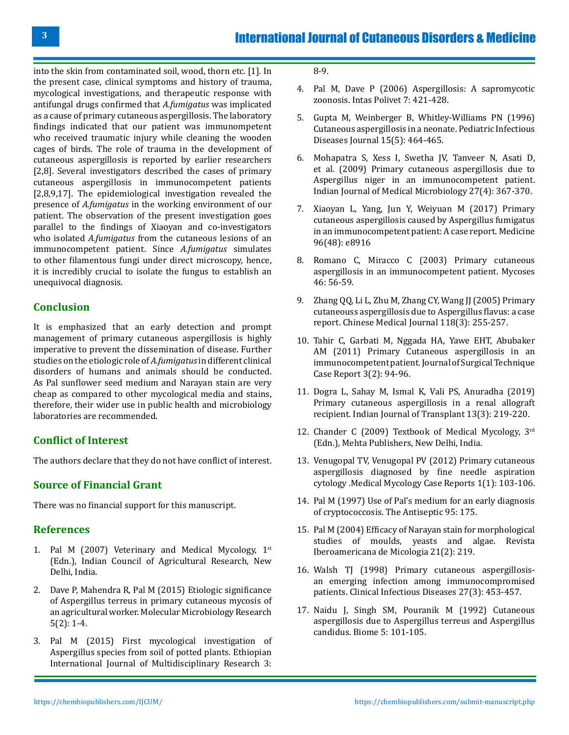into the skin from contaminated soil, wood, thorn etc. [1]. In the present case, clinical symptoms and history of trauma, mycological investigations, and therapeutic response with antifungal drugs confirmed that *A.fumigatus* was implicated as a cause of primary cutaneous aspergillosis. The laboratory findings indicated that our patient was immunompetent who received traumatic injury while cleaning the wooden cages of birds. The role of trauma in the development of cutaneous aspergillosis is reported by earlier researchers [2,8]. Several investigators described the cases of primary cutaneous aspergillosis in immunocompetent patients [2,8,9,17]. The epidemiological investigation revealed the presence of *A.fumigatus* in the working environment of our patient. The observation of the present investigation goes parallel to the findings of Xiaoyan and co-investigators who isolated *A.fumigatus* from the cutaneous lesions of an immunocompetent patient. Since *A.fumigatus* simulates to other filamentous fungi under direct microscopy, hence, it is incredibly crucial to isolate the fungus to establish an unequivocal diagnosis.

## Conclusion

It is emphasized that an early detection and prompt management of primary cutaneous aspergillosis is highly imperative to prevent the dissemination of disease. Further studies on the etiologic role of *A.fumigatus* in different clinical disorders of humans and animals should be conducted. As Pal sunflower seed medium and Narayan stain are very cheap as compared to other mycological media and stains, therefore, their wider use in public health and microbiology laboratories are recommended.

## Conflict of Interest

The authors declare that they do not have conflict of interest.

## Source of Financial Grant

There was no financial support for this manuscript.

## References

1. Pal M (2007) Veterinary and Medical Mycology, 1st (Edn.), Indian Council of Agricultural Research, New Delhi, India.
2. Dave P, Mahendra R, Pal M (2015) Etiologic significance of Aspergillus terreus in primary cutaneous mycosis of an agricultural worker. Molecular Microbiology Research 5(2): 1-4.
3. Pal M (2015) First mycological investigation of Aspergillus species from soil of potted plants. Ethiopian International Journal of Multidisciplinary Research 3: 8-9.
4. Pal M, Dave P (2006) Aspergillosis: A sapromycotic zoonosis. Intas Polivet 7: 421-428.
5. Gupta M, Weinberger B, Whitley-Williams PN (1996) Cutaneous aspergillosis in a neonate. Pediatric Infectious Diseases Journal 15(5): 464-465.
6. Mohapatra S, Xess I, Swetha JV, Tanveer N, Asati D, et al. (2009) Primary cutaneous aspergillosis due to Aspergillus niger in an immunocompetent patient. Indian Journal of Medical Microbiology 27(4): 367-370.
7. Xiaoyan L, Yang, Jun Y, Weiyuan M (2017) Primary cutaneous aspergillosis caused by Aspergillus fumigatus in an immunocompetent patient: A case report. Medicine 96(48): e8916
8. Romano C, Miracco C (2003) Primary cutaneous aspergillosis in an immunocompetent patient. Mycoses 46: 56-59.
9. Zhang QQ, Li L, Zhu M, Zhang CY, Wang JJ (2005) Primary cutaneouss aspergillosis due to Aspergillus flavus: a case report. Chinese Medical Journal 118(3): 255-257.
10. Tahir C, Garbati M, Nggada HA, Yawe EHT, Abubaker AM (2011) Primary Cutaneous aspergillosis in an immunocompetent patient. Journal of Surgical Technique Case Report 3(2): 94-96.
11. Dogra L, Sahay M, Ismal K, Vali PS, Anuradha (2019) Primary cutaneous aspergillosis in a renal allograft recipient. Indian Journal of Transplant 13(3): 219-220.
12. Chander C (2009) Textbook of Medical Mycology, 3rd (Edn.), Mehta Publishers, New Delhi, India.
13. Venugopal TV, Venugopal PV (2012) Primary cutaneous aspergillosis diagnosed by fine needle aspiration cytology .Medical Mycology Case Reports 1(1): 103-106.
14. Pal M (1997) Use of Pal's medium for an early diagnosis of cryptococcosis. The Antiseptic 95: 175.
15. Pal M (2004) Efficacy of Narayan stain for morphological studies of moulds, yeasts and algae. Revista Iberoamericana de Micologia 21(2): 219.
16. Walsh TJ (1998) Primary cutaneous aspergillosis- an emerging infection among immunocompromised patients. Clinical Infectious Diseases 27(3): 453-457.
17. Naidu J, Singh SM, Pouranik M (1992) Cutaneous aspergillosis due to Aspergillus terreus and Aspergillus candidus. Biome 5: 101-105.